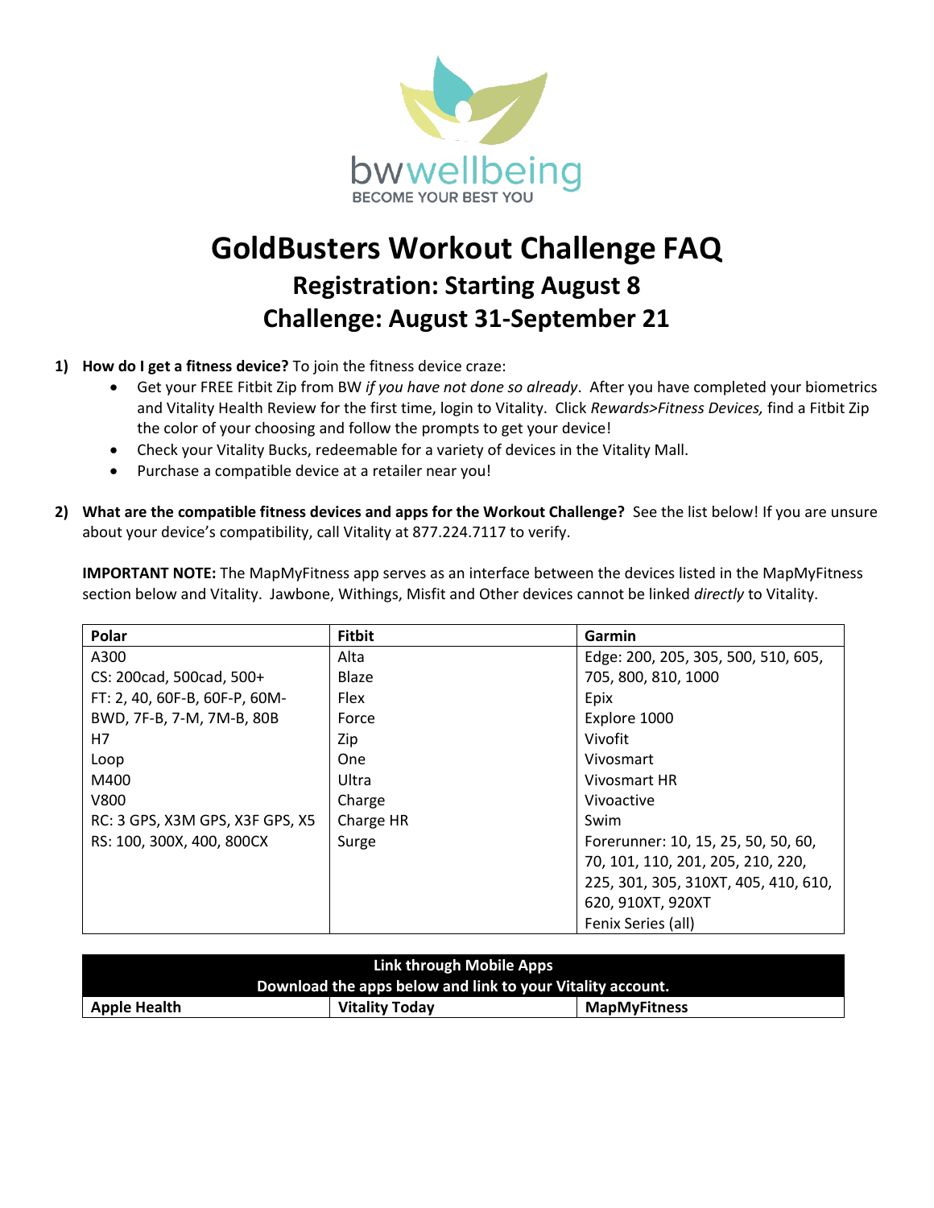bwwellbeing
BECOME YOUR BEST YOU

# GoldBusters Workout Challenge FAQ

## Registration: Starting August 8

## Challenge: August 31-September 21

1) **How do I get a fitness device?** To join the fitness device craze:
   - Get your FREE Fitbit Zip from BW *if you have not done so already*. After you have completed your biometrics and Vitality Health Review for the first time, login to Vitality. Click *Rewards>Fitness Devices,* find a Fitbit Zip the color of your choosing and follow the prompts to get your device!
   - Check your Vitality Bucks, redeemable for a variety of devices in the Vitality Mall.
   - Purchase a compatible device at a retailer near you!

2) **What are the compatible fitness devices and apps for the Workout Challenge?** See the list below! If you are unsure about your device's compatibility, call Vitality at 877.224.7117 to verify.

   **IMPORTANT NOTE:** The MapMyFitness app serves as an interface between the devices listed in the MapMyFitness section below and Vitality. Jawbone, Withings, Misfit and Other devices cannot be linked *directly* to Vitality.

| Polar | Fitbit | Garmin |
|---|---|---|
| A300 | Alta | Edge: 200, 205, 305, 500, 510, 605, 705, 800, 810, 1000 |
| CS: 200cad, 500cad, 500+ | Blaze | Epix |
| FT: 2, 40, 60F-B, 60F-P, 60M-BWD, 7F-B, 7-M, 7M-B, 80B | Flex | Explore 1000 |
| H7 | Force | Vivofit |
| Loop | Zip | Vivosmart |
| M400 | One | Vivosmart HR |
| V800 | Ultra | Vivoactive |
| RC: 3 GPS, X3M GPS, X3F GPS, X5 | Charge | Swim |
| RS: 100, 300X, 400, 800CX | Charge HR | Forerunner: 10, 15, 25, 50, 50, 60, 70, 101, 110, 201, 205, 210, 220, 225, 301, 305, 310XT, 405, 410, 610, 620, 910XT, 920XT |
| | Surge | Fenix Series (all) |

| Link through Mobile Apps<br>Download the apps below and link to your Vitality account. | | |
|---|---|---|
| **Apple Health** | **Vitality Today** | **MapMyFitness** |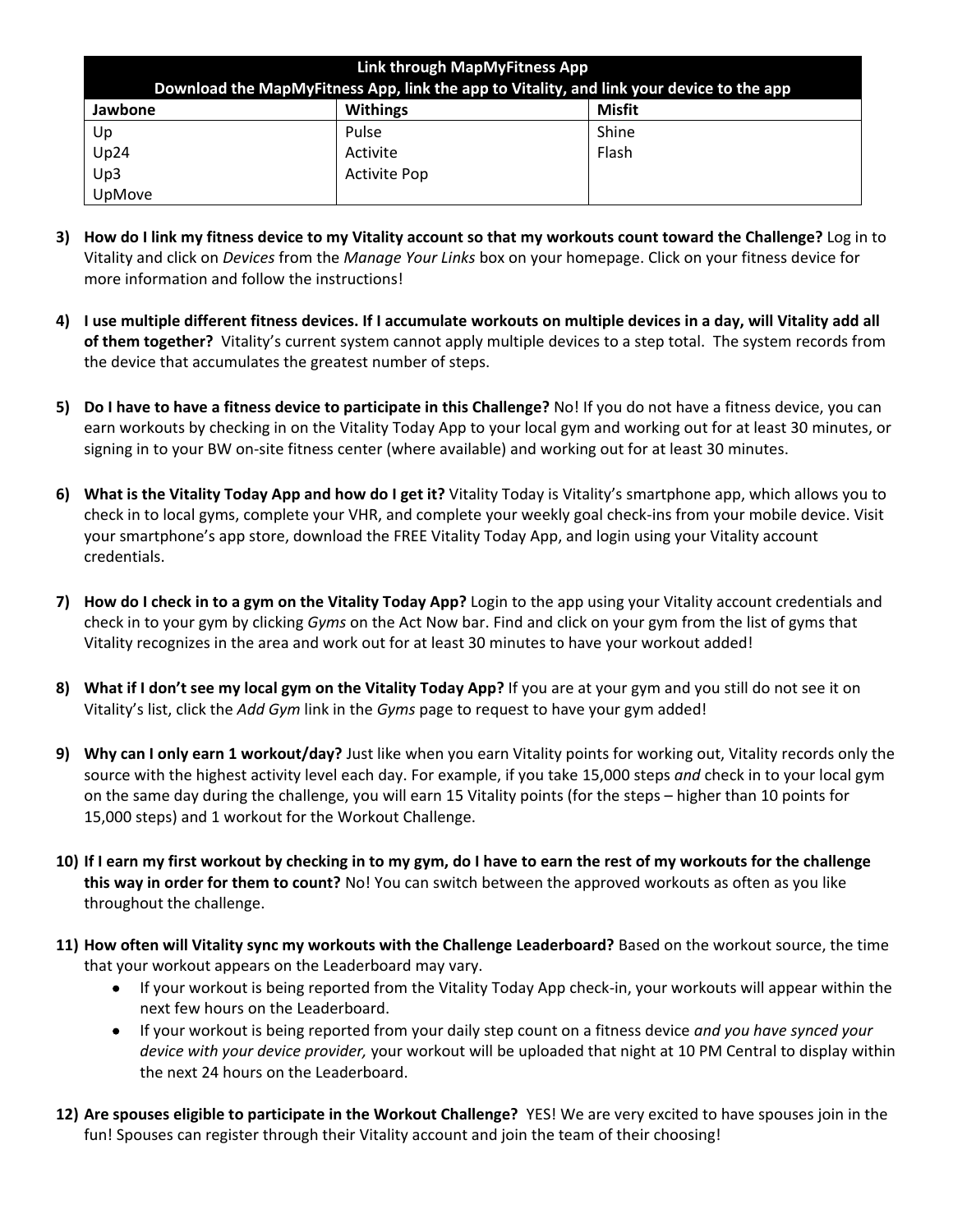| Link through MapMyFitness App<br>Download the MapMyFitness App, link the app to Vitality, and link your device to the app | | |
|---|---|---|
| **Jawbone** | **Withings** | **Misfit** |
| Up<br>Up24<br>Up3<br>UpMove | Pulse<br>Activite<br>Activite Pop | Shine<br>Flash |

3) **How do I link my fitness device to my Vitality account so that my workouts count toward the Challenge?** Log in to Vitality and click on *Devices* from the *Manage Your Links* box on your homepage. Click on your fitness device for more information and follow the instructions!

4) **I use multiple different fitness devices. If I accumulate workouts on multiple devices in a day, will Vitality add all of them together?** Vitality's current system cannot apply multiple devices to a step total. The system records from the device that accumulates the greatest number of steps.

5) **Do I have to have a fitness device to participate in this Challenge?** No! If you do not have a fitness device, you can earn workouts by checking in on the Vitality Today App to your local gym and working out for at least 30 minutes, or signing in to your BW on-site fitness center (where available) and working out for at least 30 minutes.

6) **What is the Vitality Today App and how do I get it?** Vitality Today is Vitality's smartphone app, which allows you to check in to local gyms, complete your VHR, and complete your weekly goal check-ins from your mobile device. Visit your smartphone's app store, download the FREE Vitality Today App, and login using your Vitality account credentials.

7) **How do I check in to a gym on the Vitality Today App?** Login to the app using your Vitality account credentials and check in to your gym by clicking *Gyms* on the Act Now bar. Find and click on your gym from the list of gyms that Vitality recognizes in the area and work out for at least 30 minutes to have your workout added!

8) **What if I don't see my local gym on the Vitality Today App?** If you are at your gym and you still do not see it on Vitality's list, click the *Add Gym* link in the *Gyms* page to request to have your gym added!

9) **Why can I only earn 1 workout/day?** Just like when you earn Vitality points for working out, Vitality records only the source with the highest activity level each day. For example, if you take 15,000 steps *and* check in to your local gym on the same day during the challenge, you will earn 15 Vitality points (for the steps – higher than 10 points for 15,000 steps) and 1 workout for the Workout Challenge.

10) **If I earn my first workout by checking in to my gym, do I have to earn the rest of my workouts for the challenge this way in order for them to count?** No! You can switch between the approved workouts as often as you like throughout the challenge.

11) **How often will Vitality sync my workouts with the Challenge Leaderboard?** Based on the workout source, the time that your workout appears on the Leaderboard may vary.
    - If your workout is being reported from the Vitality Today App check-in, your workouts will appear within the next few hours on the Leaderboard.
    - If your workout is being reported from your daily step count on a fitness device *and you have synced your device with your device provider,* your workout will be uploaded that night at 10 PM Central to display within the next 24 hours on the Leaderboard.

12) **Are spouses eligible to participate in the Workout Challenge?** YES! We are very excited to have spouses join in the fun! Spouses can register through their Vitality account and join the team of their choosing!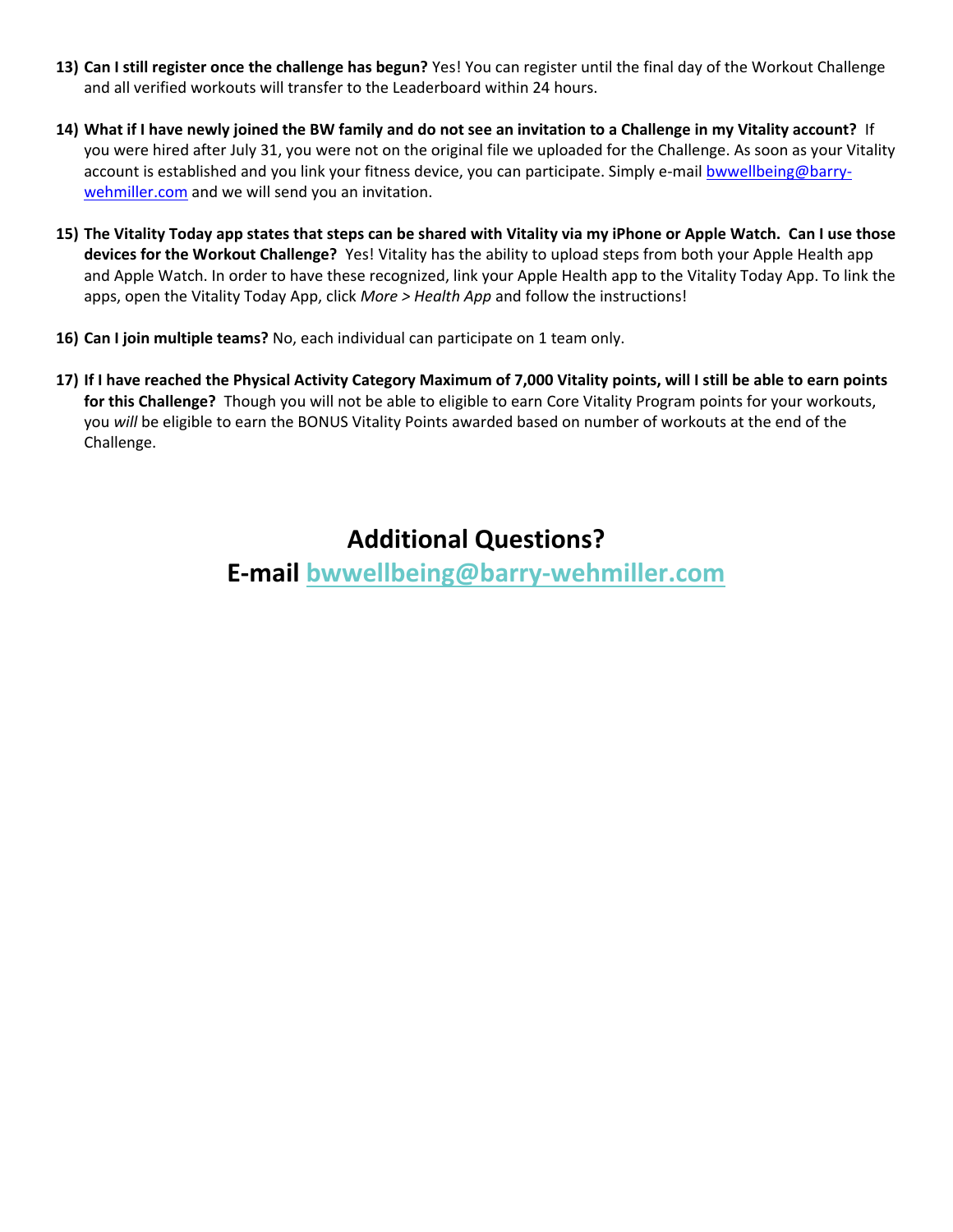13) **Can I still register once the challenge has begun?** Yes! You can register until the final day of the Workout Challenge and all verified workouts will transfer to the Leaderboard within 24 hours.

14) **What if I have newly joined the BW family and do not see an invitation to a Challenge in my Vitality account?** If you were hired after July 31, you were not on the original file we uploaded for the Challenge. As soon as your Vitality account is established and you link your fitness device, you can participate. Simply e-mail bwwellbeing@barry-wehmiller.com and we will send you an invitation.

15) **The Vitality Today app states that steps can be shared with Vitality via my iPhone or Apple Watch. Can I use those devices for the Workout Challenge?** Yes! Vitality has the ability to upload steps from both your Apple Health app and Apple Watch. In order to have these recognized, link your Apple Health app to the Vitality Today App. To link the apps, open the Vitality Today App, click *More > Health App* and follow the instructions!

16) **Can I join multiple teams?** No, each individual can participate on 1 team only.

17) **If I have reached the Physical Activity Category Maximum of 7,000 Vitality points, will I still be able to earn points for this Challenge?** Though you will not be able to eligible to earn Core Vitality Program points for your workouts, you *will* be eligible to earn the BONUS Vitality Points awarded based on number of workouts at the end of the Challenge.

## Additional Questions?

## E-mail bwwellbeing@barry-wehmiller.com